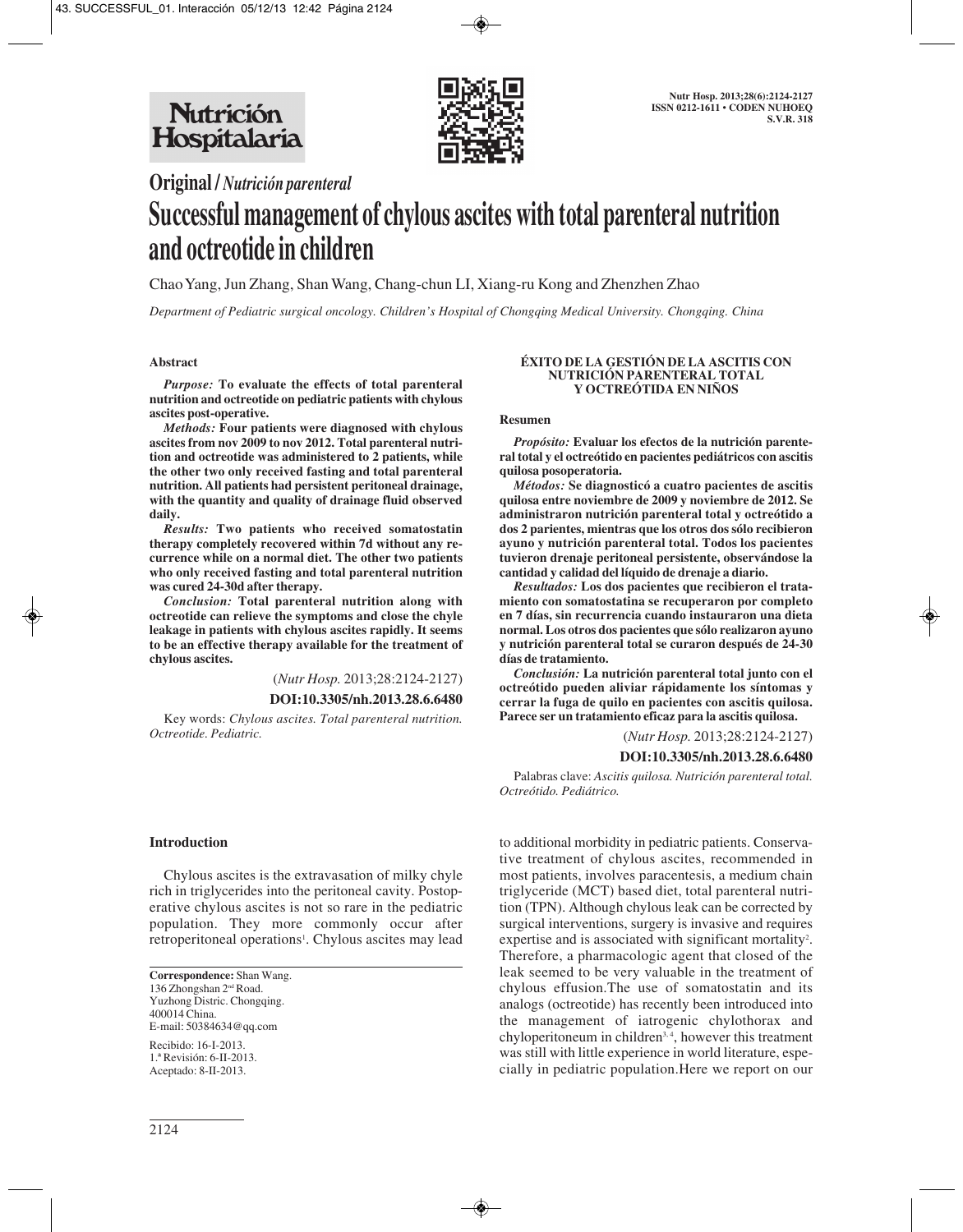# Original / *Nutrición parenteral*

# Successful management of chylous ascites with total parenteral nutrition and octreotide in children

Chao Yang, Jun Zhang, Shan Wang, Chang-chun LI, Xiang-ru Kong and Zhenzhen Zhao

*Department of Pediatric surgical oncology. Children's Hospital of Chongqing Medical University. Chongqing. China*

## Abstract

***Purpose:*** **To evaluate the effects of total parenteral nutrition and octreotide on pediatric patients with chylous ascites post-operative.**

***Methods:*** **Four patients were diagnosed with chylous ascites from nov 2009 to nov 2012. Total parenteral nutrition and octreotide was administered to 2 patients, while the other two only received fasting and total parenteral nutrition. All patients had persistent peritoneal drainage, with the quantity and quality of drainage fluid observed daily.**

***Results:*** **Two patients who received somatostatin therapy completely recovered within 7d without any recurrence while on a normal diet. The other two patients who only received fasting and total parenteral nutrition was cured 24-30d after therapy.**

***Conclusion:*** **Total parenteral nutrition along with octreotide can relieve the symptoms and close the chyle leakage in patients with chylous ascites rapidly. It seems to be an effective therapy available for the treatment of chylous ascites.**

(*Nutr Hosp.* 2013;28:2124-2127)

**DOI:10.3305/nh.2013.28.6.6480**

Key words: *Chylous ascites. Total parenteral nutrition. Octreotide. Pediatric.*

## ÉXITO DE LA GESTIÓN DE LA ASCITIS CON NUTRICIÓN PARENTERAL TOTAL Y OCTREÓTIDA EN NIÑOS

### Resumen

***Propósito:*** **Evaluar los efectos de la nutrición parenteral total y el octreótido en pacientes pediátricos con ascitis quilosa posoperatoria.**

***Métodos:*** **Se diagnosticó a cuatro pacientes de ascitis quilosa entre noviembre de 2009 y noviembre de 2012. Se administraron nutrición parenteral total y octreótido a dos 2 parientes, mientras que los otros dos sólo recibieron ayuno y nutrición parenteral total. Todos los pacientes tuvieron drenaje peritoneal persistente, observándose la cantidad y calidad del líquido de drenaje a diario.**

***Resultados:*** **Los dos pacientes que recibieron el tratamiento con somatostatina se recuperaron por completo en 7 días, sin recurrencia cuando instauraron una dieta normal. Los otros dos pacientes que sólo realizaron ayuno y nutrición parenteral total se curaron después de 24-30 días de tratamiento.**

***Conclusión:*** **La nutrición parenteral total junto con el octreótido pueden aliviar rápidamente los síntomas y cerrar la fuga de quilo en pacientes con ascitis quilosa. Parece ser un tratamiento eficaz para la ascitis quilosa.**

(*Nutr Hosp.* 2013;28:2124-2127)

**DOI:10.3305/nh.2013.28.6.6480**

Palabras clave: *Ascitis quilosa. Nutrición parenteral total. Octreótido. Pediátrico.*

## Introduction

Chylous ascites is the extravasation of milky chyle rich in triglycerides into the peritoneal cavity. Postoperative chylous ascites is not so rare in the pediatric population. They more commonly occur after retroperitoneal operations[1]. Chylous ascites may lead to additional morbidity in pediatric patients. Conservative treatment of chylous ascites, recommended in most patients, involves paracentesis, a medium chain triglyceride (MCT) based diet, total parenteral nutrition (TPN). Although chylous leak can be corrected by surgical interventions, surgery is invasive and requires expertise and is associated with significant mortality[2]. Therefore, a pharmacologic agent that closed of the leak seemed to be very valuable in the treatment of chylous effusion.The use of somatostatin and its analogs (octreotide) has recently been introduced into the management of iatrogenic chylothorax and chyloperitoneum in children[3, 4], however this treatment was still with little experience in world literature, especially in pediatric population.Here we report on our

---

**Correspondence:** Shan Wang.
136 Zhongshan 2nd Road.
Yuzhong Distric. Chongqing.
400014 China.
E-mail: 50384634@qq.com

Recibido: 16-I-2013.
1.ª Revisión: 6-II-2013.
Aceptado: 8-II-2013.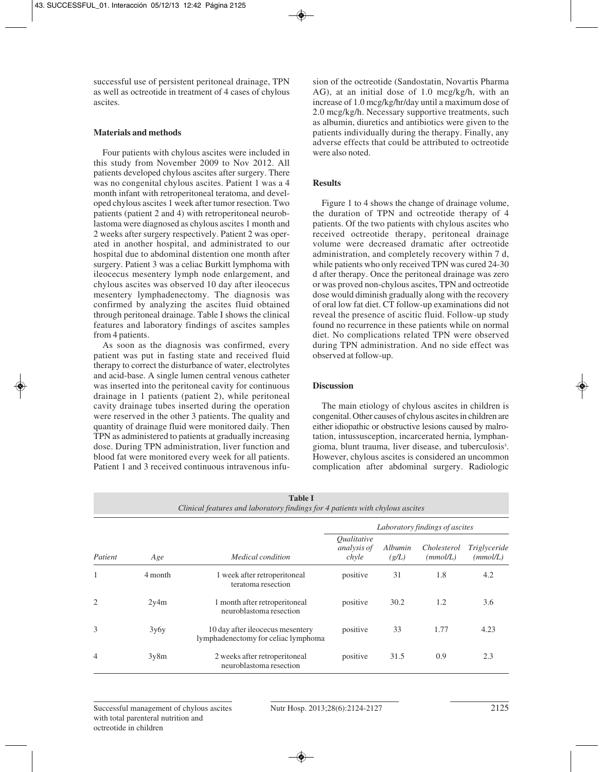successful use of persistent peritoneal drainage, TPN as well as octreotide in treatment of 4 cases of chylous ascites.

## Materials and methods

Four patients with chylous ascites were included in this study from November 2009 to Nov 2012. All patients developed chylous ascites after surgery. There was no congenital chylous ascites. Patient 1 was a 4 month infant with retroperitoneal teratoma, and developed chylous ascites 1 week after tumor resection. Two patients (patient 2 and 4) with retroperitoneal neuroblastoma were diagnosed as chylous ascites 1 month and 2 weeks after surgery respectively. Patient 2 was operated in another hospital, and administrated to our hospital due to abdominal distention one month after surgery. Patient 3 was a celiac Burkitt lymphoma with ileocecus mesentery lymph node enlargement, and chylous ascites was observed 10 day after ileocecus mesentery lymphadenectomy. The diagnosis was confirmed by analyzing the ascites fluid obtained through peritoneal drainage. Table I shows the clinical features and laboratory findings of ascites samples from 4 patients.

As soon as the diagnosis was confirmed, every patient was put in fasting state and received fluid therapy to correct the disturbance of water, electrolytes and acid-base. A single lumen central venous catheter was inserted into the peritoneal cavity for continuous drainage in 1 patients (patient 2), while peritoneal cavity drainage tubes inserted during the operation were reserved in the other 3 patients. The quality and quantity of drainage fluid were monitored daily. Then TPN as administered to patients at gradually increasing dose. During TPN administration, liver function and blood fat were monitored every week for all patients. Patient 1 and 3 received continuous intravenous infusion of the octreotide (Sandostatin, Novartis Pharma AG), at an initial dose of 1.0 mcg/kg/h, with an increase of 1.0 mcg/kg/hr/day until a maximum dose of 2.0 mcg/kg/h. Necessary supportive treatments, such as albumin, diuretics and antibiotics were given to the patients individually during the therapy. Finally, any adverse effects that could be attributed to octreotide were also noted.

## Results

Figure 1 to 4 shows the change of drainage volume, the duration of TPN and octreotide therapy of 4 patients. Of the two patients with chylous ascites who received octreotide therapy, peritoneal drainage volume were decreased dramatic after octreotide administration, and completely recovery within 7 d, while patients who only received TPN was cured 24-30 d after therapy. Once the peritoneal drainage was zero or was proved non-chylous ascites, TPN and octreotide dose would diminish gradually along with the recovery of oral low fat diet. CT follow-up examinations did not reveal the presence of ascitic fluid. Follow-up study found no recurrence in these patients while on normal diet. No complications related TPN were observed during TPN administration. And no side effect was observed at follow-up.

## Discussion

The main etiology of chylous ascites in children is congenital. Other causes of chylous ascites in children are either idiopathic or obstructive lesions caused by malrotation, intussusception, incarcerated hernia, lymphangioma, blunt trauma, liver disease, and tuberculosis[5]. However, chylous ascites is considered an uncommon complication after abdominal surgery. Radiologic

**Table I**
*Clinical features and laboratory findings for 4 patients with chylous ascites*

| | | | *Laboratory findings of ascites* | | | |
|---|---|---|---|---|---|---|
| *Patient* | *Age* | *Medical condition* | *Qualitative analysis of chyle* | *Albumin (g/L)* | *Cholesterol (mmol/L)* | *Triglyceride (mmol/L)* |
| 1 | 4 month | 1 week after retroperitoneal teratoma resection | positive | 31 | 1.8 | 4.2 |
| 2 | 2y4m | 1 month after retroperitoneal neuroblastoma resection | positive | 30.2 | 1.2 | 3.6 |
| 3 | 3y6y | 10 day after ileocecus mesentery lymphadenectomy for celiac lymphoma | positive | 33 | 1.77 | 4.23 |
| 4 | 3y8m | 2 weeks after retroperitoneal neuroblastoma resection | positive | 31.5 | 0.9 | 2.3 |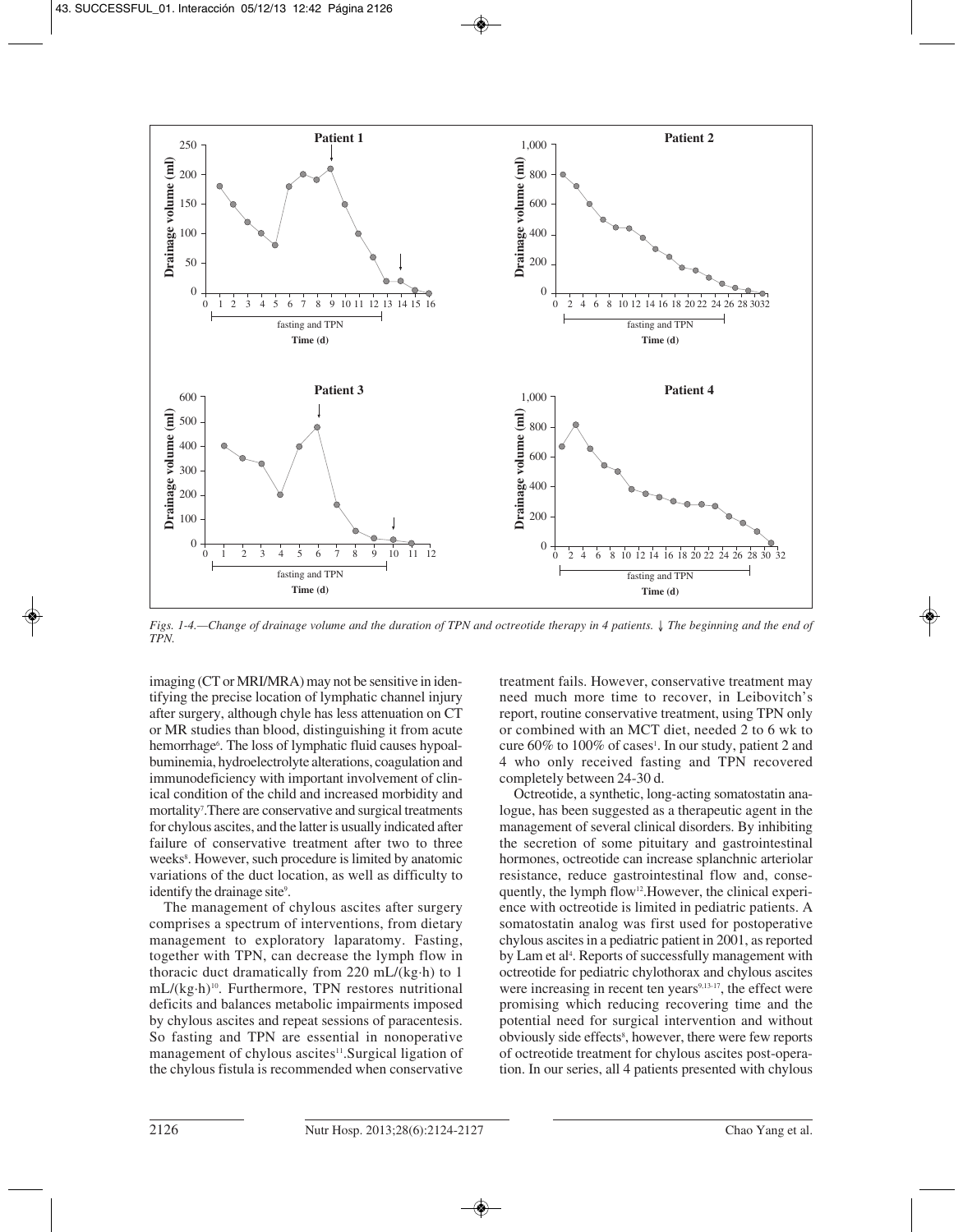*Figs. 1-4.—Change of drainage volume and the duration of TPN and octreotide therapy in 4 patients. ↓ The beginning and the end of TPN.*

imaging (CT or MRI/MRA) may not be sensitive in identifying the precise location of lymphatic channel injury after surgery, although chyle has less attenuation on CT or MR studies than blood, distinguishing it from acute hemorrhage[6]. The loss of lymphatic fluid causes hypoalbuminemia, hydroelectrolyte alterations, coagulation and immunodeficiency with important involvement of clinical condition of the child and increased morbidity and mortality[7]. There are conservative and surgical treatments for chylous ascites, and the latter is usually indicated after failure of conservative treatment after two to three weeks[8]. However, such procedure is limited by anatomic variations of the duct location, as well as difficulty to identify the drainage site[9].

The management of chylous ascites after surgery comprises a spectrum of interventions, from dietary management to exploratory laparatomy. Fasting, together with TPN, can decrease the lymph flow in thoracic duct dramatically from 220 mL/(kg·h) to 1 mL/(kg·h)[10]. Furthermore, TPN restores nutritional deficits and balances metabolic impairments imposed by chylous ascites and repeat sessions of paracentesis. So fasting and TPN are essential in nonoperative management of chylous ascites[11]. Surgical ligation of the chylous fistula is recommended when conservative treatment fails. However, conservative treatment may need much more time to recover, in Leibovitch's report, routine conservative treatment, using TPN only or combined with an MCT diet, needed 2 to 6 wk to cure 60% to 100% of cases[1]. In our study, patient 2 and 4 who only received fasting and TPN recovered completely between 24-30 d.

Octreotide, a synthetic, long-acting somatostatin analogue, has been suggested as a therapeutic agent in the management of several clinical disorders. By inhibiting the secretion of some pituitary and gastrointestinal hormones, octreotide can increase splanchnic arteriolar resistance, reduce gastrointestinal flow and, consequently, the lymph flow[12]. However, the clinical experience with octreotide is limited in pediatric patients. A somatostatin analog was first used for postoperative chylous ascites in a pediatric patient in 2001, as reported by Lam et al[4]. Reports of successfully management with octreotide for pediatric chylothorax and chylous ascites were increasing in recent ten years[9,13-17], the effect were promising which reducing recovering time and the potential need for surgical intervention and without obviously side effects[8], however, there were few reports of octreotide treatment for chylous ascites post-operation. In our series, all 4 patients presented with chylous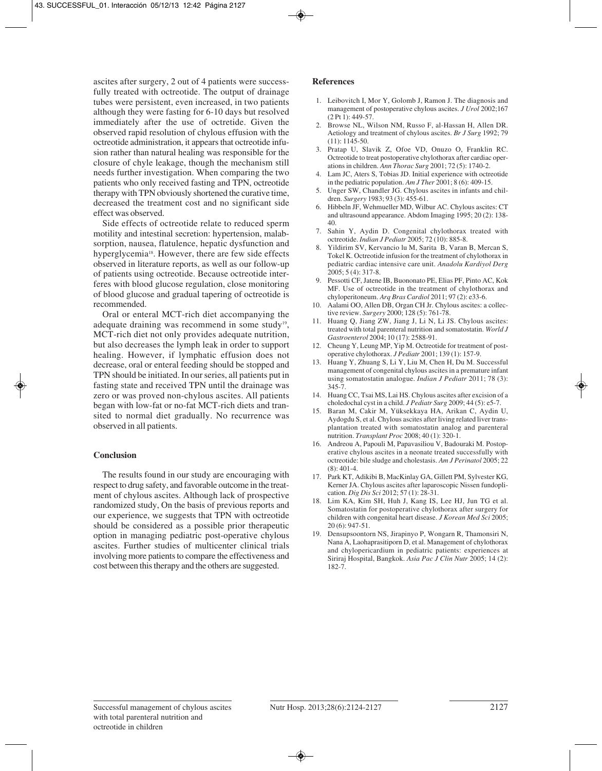ascites after surgery, 2 out of 4 patients were successfully treated with octreotide. The output of drainage tubes were persistent, even increased, in two patients although they were fasting for 6-10 days but resolved immediately after the use of octretide. Given the observed rapid resolution of chylous effusion with the octreotide administration, it appears that octreotide infusion rather than natural healing was responsible for the closure of chyle leakage, though the mechanism still needs further investigation. When comparing the two patients who only received fasting and TPN, octreotide therapy with TPN obviously shortened the curative time, decreased the treatment cost and no significant side effect was observed.

Side effects of octreotide relate to reduced sperm motility and intestinal secretion: hypertension, malabsorption, nausea, flatulence, hepatic dysfunction and hyperglycemia[18]. However, there are few side effects observed in literature reports, as well as our follow-up of patients using octreotide. Because octreotide interferes with blood glucose regulation, close monitoring of blood glucose and gradual tapering of octreotide is recommended.

Oral or enteral MCT-rich diet accompanying the adequate draining was recommend in some study[19], MCT-rich diet not only provides adequate nutrition, but also decreases the lymph leak in order to support healing. However, if lymphatic effusion does not decrease, oral or enteral feeding should be stopped and TPN should be initiated. In our series, all patients put in fasting state and received TPN until the drainage was zero or was proved non-chylous ascites. All patients began with low-fat or no-fat MCT-rich diets and transited to normal diet gradually. No recurrence was observed in all patients.

## Conclusion

The results found in our study are encouraging with respect to drug safety, and favorable outcome in the treatment of chylous ascites. Although lack of prospective randomized study, On the basis of previous reports and our experience, we suggests that TPN with octreotide should be considered as a possible prior therapeutic option in managing pediatric post-operative chylous ascites. Further studies of multicenter clinical trials involving more patients to compare the effectiveness and cost between this therapy and the others are suggested.

## References

1. Leibovitch I, Mor Y, Golomb J, Ramon J. The diagnosis and management of postoperative chylous ascites. *J Urol* 2002;167 (2 Pt 1): 449-57.
2. Browse NL, Wilson NM, Russo F, al-Hassan H, Allen DR. Aetiology and treatment of chylous ascites. *Br J Surg* 1992; 79 (11): 1145-50.
3. Pratap U, Slavik Z, Ofoe VD, Onuzo O, Franklin RC. Octreotide to treat postoperative chylothorax after cardiac operations in children. *Ann Thorac Surg* 2001; 72 (5): 1740-2.
4. Lam JC, Aters S, Tobias JD. Initial experience with octreotide in the pediatric population. *Am J Ther* 2001; 8 (6): 409-15.
5. Unger SW, Chandler JG. Chylous ascites in infants and children. *Surgery* 1983; 93 (3): 455-61.
6. Hibbeln JF, Wehmueller MD, Wilbur AC. Chylous ascites: CT and ultrasound appearance. Abdom Imaging 1995; 20 (2): 138-40.
7. Sahin Y, Aydin D. Congenital chylothorax treated with octreotide. *Indian J Pediatr* 2005; 72 (10): 885-8.
8. Yildirim SV, Kervancio lu M, Sarita B, Varan B, Mercan S, Tokel K. Octreotide infusion for the treatment of chylothorax in pediatric cardiac intensive care unit. *Anadolu Kardiyol Derg* 2005; 5 (4): 317-8.
9. Pessotti CF, Jatene IB, Buononato PE, Elias PF, Pinto AC, Kok MF. Use of octreotide in the treatment of chylothorax and chyloperitoneum. *Arq Bras Cardiol* 2011; 97 (2): e33-6.
10. Aalami OO, Allen DB, Organ CH Jr. Chylous ascites: a collective review. *Surgery* 2000; 128 (5): 761-78.
11. Huang Q, Jiang ZW, Jiang J, Li N, Li JS. Chylous ascites: treated with total parenteral nutrition and somatostatin. *World J Gastroenterol* 2004; 10 (17): 2588-91.
12. Cheung Y, Leung MP, Yip M. Octreotide for treatment of postoperative chylothorax. *J Pediatr* 2001; 139 (1): 157-9.
13. Huang Y, Zhuang S, Li Y, Liu M, Chen H, Du M. Successful management of congenital chylous ascites in a premature infant using somatostatin analogue. *Indian J Pediatr* 2011; 78 (3): 345-7.
14. Huang CC, Tsai MS, Lai HS. Chylous ascites after excision of a choledochal cyst in a child. *J Pediatr Surg* 2009; 44 (5): e5-7.
15. Baran M, Cakir M, Yüksekkaya HA, Arikan C, Aydin U, Aydogdu S, et al. Chylous ascites after living related liver transplantation treated with somatostatin analog and parenteral nutrition. *Transplant Proc* 2008; 40 (1): 320-1.
16. Andreou A, Papouli M, Papavasiliou V, Badouraki M. Postoperative chylous ascites in a neonate treated successfully with octreotide: bile sludge and cholestasis. *Am J Perinatol* 2005; 22 (8): 401-4.
17. Park KT, Adikibi B, MacKinlay GA, Gillett PM, Sylvester KG, Kerner JA. Chylous ascites after laparoscopic Nissen fundoplication. *Dig Dis Sci* 2012; 57 (1): 28-31.
18. Lim KA, Kim SH, Huh J, Kang IS, Lee HJ, Jun TG et al. Somatostatin for postoperative chylothorax after surgery for children with congenital heart disease. *J Korean Med Sci* 2005; 20 (6): 947-51.
19. Densupsoontorn NS, Jirapinyo P, Wongarn R, Thamonsiri N, Nana A, Laohaprasitiporn D, et al. Management of chylothorax and chylopericardium in pediatric patients: experiences at Siriraj Hospital, Bangkok. *Asia Pac J Clin Nutr* 2005; 14 (2): 182-7.